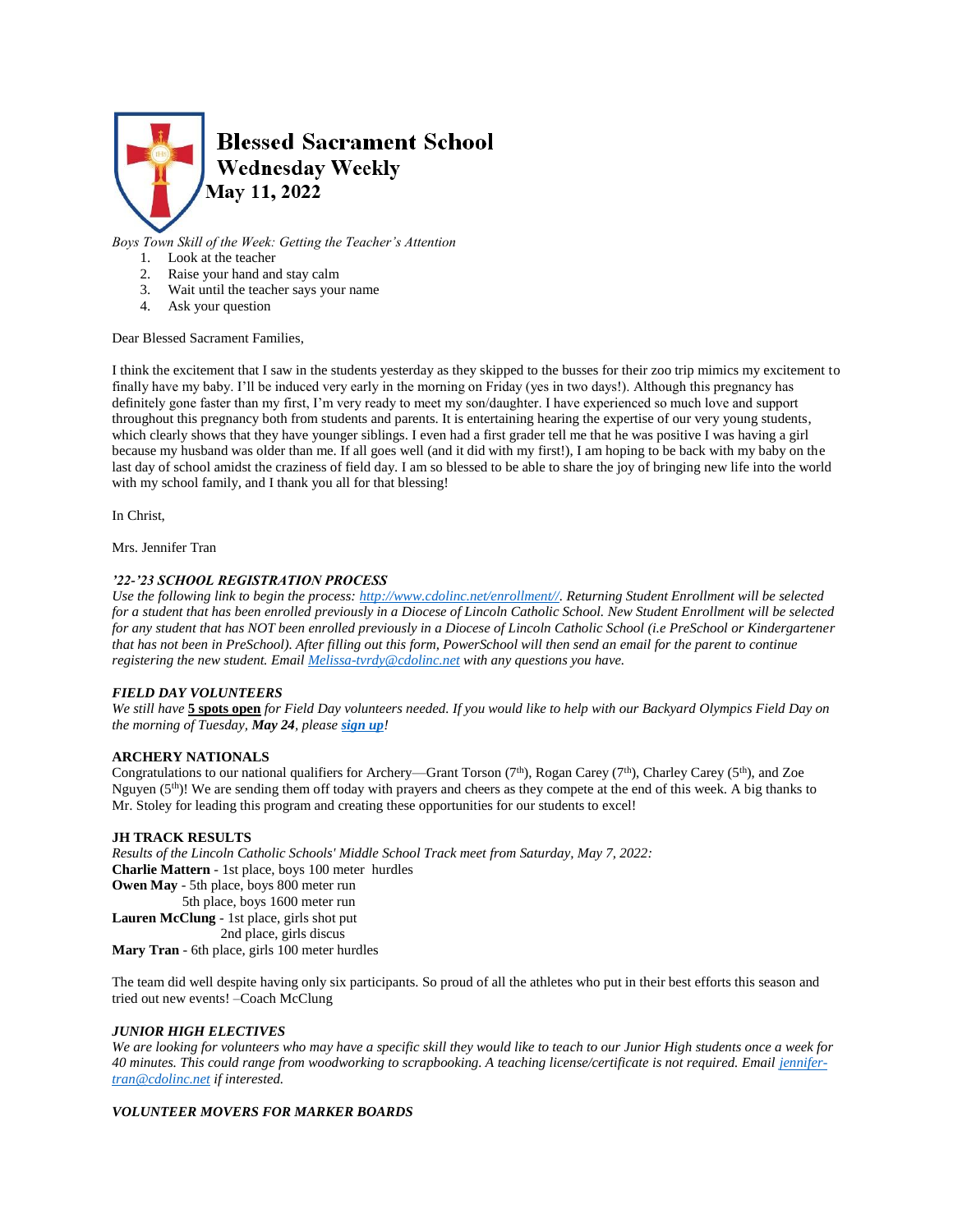# Blessed Sacrament School
## Wednesday Weekly
## May 11, 2022

*Boys Town Skill of the Week: Getting the Teacher's Attention*

1. Look at the teacher
2. Raise your hand and stay calm
3. Wait until the teacher says your name
4. Ask your question

Dear Blessed Sacrament Families,

I think the excitement that I saw in the students yesterday as they skipped to the busses for their zoo trip mimics my excitement to finally have my baby. I'll be induced very early in the morning on Friday (yes in two days!). Although this pregnancy has definitely gone faster than my first, I'm very ready to meet my son/daughter. I have experienced so much love and support throughout this pregnancy both from students and parents. It is entertaining hearing the expertise of our very young students, which clearly shows that they have younger siblings. I even had a first grader tell me that he was positive I was having a girl because my husband was older than me. If all goes well (and it did with my first!), I am hoping to be back with my baby on the last day of school amidst the craziness of field day. I am so blessed to be able to share the joy of bringing new life into the world with my school family, and I thank you all for that blessing!

In Christ,

Mrs. Jennifer Tran

***'22-'23 SCHOOL REGISTRATION PROCESS***

*Use the following link to begin the process: [http://www.cdolinc.net/enrollment//](http://www.cdolinc.net/enrollment//). Returning Student Enrollment will be selected for a student that has been enrolled previously in a Diocese of Lincoln Catholic School. New Student Enrollment will be selected for any student that has NOT been enrolled previously in a Diocese of Lincoln Catholic School (i.e PreSchool or Kindergartener that has not been in PreSchool). After filling out this form, PowerSchool will then send an email for the parent to continue registering the new student. Email [Melissa-tvrdy@cdolinc.net](mailto:Melissa-tvrdy@cdolinc.net) with any questions you have.*

***FIELD DAY VOLUNTEERS***

*We still have* **5 spots open** *for Field Day volunteers needed. If you would like to help with our Backyard Olympics Field Day on the morning of Tuesday,* ***May 24****, please* ***sign up****!*

**ARCHERY NATIONALS**

Congratulations to our national qualifiers for Archery—Grant Torson (7th), Rogan Carey (7th), Charley Carey (5th), and Zoe Nguyen (5th)! We are sending them off today with prayers and cheers as they compete at the end of this week. A big thanks to Mr. Stoley for leading this program and creating these opportunities for our students to excel!

**JH TRACK RESULTS**

*Results of the Lincoln Catholic Schools' Middle School Track meet from Saturday, May 7, 2022:*

**Charlie Mattern** - 1st place, boys 100 meter hurdles
**Owen May** - 5th place, boys 800 meter run
5th place, boys 1600 meter run
**Lauren McClung** - 1st place, girls shot put
2nd place, girls discus
**Mary Tran** - 6th place, girls 100 meter hurdles

The team did well despite having only six participants. So proud of all the athletes who put in their best efforts this season and tried out new events! –Coach McClung

***JUNIOR HIGH ELECTIVES***

*We are looking for volunteers who may have a specific skill they would like to teach to our Junior High students once a week for 40 minutes. This could range from woodworking to scrapbooking. A teaching license/certificate is not required. Email [jennifer-tran@cdolinc.net](mailto:jennifer-tran@cdolinc.net) if interested.*

***VOLUNTEER MOVERS FOR MARKER BOARDS***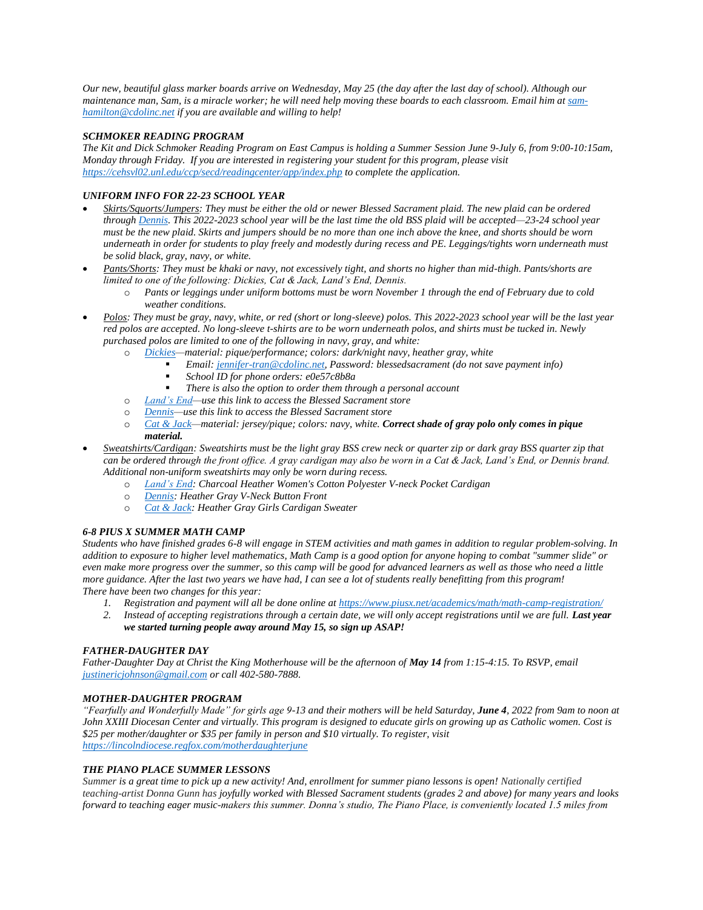*Our new, beautiful glass marker boards arrive on Wednesday, May 25 (the day after the last day of school). Although our maintenance man, Sam, is a miracle worker; he will need help moving these boards to each classroom. Email him at [sam-hamilton@cdolinc.net](mailto:sam-hamilton@cdolinc.net) if you are available and willing to help!*

***SCHMOKER READING PROGRAM***

*The Kit and Dick Schmoker Reading Program on East Campus is holding a Summer Session June 9-July 6, from 9:00-10:15am, Monday through Friday. If you are interested in registering your student for this program, please visit [https://cehsvl02.unl.edu/ccp/secd/readingcenter/app/index.php](https://cehsvl02.unl.edu/ccp/secd/readingcenter/app/index.php) to complete the application.*

***UNIFORM INFO FOR 22-23 SCHOOL YEAR***

- *<u>Skirts/Squorts/Jumpers</u>: They must be either the old or newer Blessed Sacrament plaid. The new plaid can be ordered through [Dennis](). This 2022-2023 school year will be the last time the old BSS plaid will be accepted—23-24 school year must be the new plaid. Skirts and jumpers should be no more than one inch above the knee, and shorts should be worn underneath in order for students to play freely and modestly during recess and PE. Leggings/tights worn underneath must be solid black, gray, navy, or white.*
- *<u>Pants/Shorts</u>: They must be khaki or navy, not excessively tight, and shorts no higher than mid-thigh. Pants/shorts are limited to one of the following: Dickies, Cat & Jack, Land's End, Dennis.*
  - *Pants or leggings under uniform bottoms must be worn November 1 through the end of February due to cold weather conditions.*
- *<u>Polos</u>: They must be gray, navy, white, or red (short or long-sleeve) polos. This 2022-2023 school year will be the last year red polos are accepted. No long-sleeve t-shirts are to be worn underneath polos, and shirts must be tucked in. Newly purchased polos are limited to one of the following in navy, gray, and white:*
  - *[Dickies]()—material: pique/performance; colors: dark/night navy, heather gray, white*
    - *Email: [jennifer-tran@cdolinc.net](mailto:jennifer-tran@cdolinc.net), Password: blessedsacrament (do not save payment info)*
    - *School ID for phone orders: e0e57c8b8a*
    - *There is also the option to order them through a personal account*
  - *[Land's End]()—use this link to access the Blessed Sacrament store*
  - *[Dennis]()—use this link to access the Blessed Sacrament store*
  - *[Cat & Jack]()—material: jersey/pique; colors: navy, white. **Correct shade of gray polo only comes in pique material.***
- *<u>Sweatshirts/Cardigan</u>: Sweatshirts must be the light gray BSS crew neck or quarter zip or dark gray BSS quarter zip that can be ordered through the front office. A gray cardigan may also be worn in a Cat & Jack, Land's End, or Dennis brand. Additional non-uniform sweatshirts may only be worn during recess.*
  - *[Land's End](): Charcoal Heather Women's Cotton Polyester V-neck Pocket Cardigan*
  - *[Dennis](): Heather Gray V-Neck Button Front*
  - *[Cat & Jack](): Heather Gray Girls Cardigan Sweater*

***6-8 PIUS X SUMMER MATH CAMP***

*Students who have finished grades 6-8 will engage in STEM activities and math games in addition to regular problem-solving. In addition to exposure to higher level mathematics, Math Camp is a good option for anyone hoping to combat "summer slide" or even make more progress over the summer, so this camp will be good for advanced learners as well as those who need a little more guidance. After the last two years we have had, I can see a lot of students really benefitting from this program!*
*There have been two changes for this year:*

1. *Registration and payment will all be done online at [https://www.piusx.net/academics/math/math-camp-registration/](https://www.piusx.net/academics/math/math-camp-registration/)*
2. *Instead of accepting registrations through a certain date, we will only accept registrations until we are full. **Last year we started turning people away around May 15, so sign up ASAP!***

***FATHER-DAUGHTER DAY***

*Father-Daughter Day at Christ the King Motherhouse will be the afternoon of **May 14** from 1:15-4:15. To RSVP, email [justinericjohnson@gmail.com](mailto:justinericjohnson@gmail.com) or call 402-580-7888.*

***MOTHER-DAUGHTER PROGRAM***

*"Fearfully and Wonderfully Made" for girls age 9-13 and their mothers will be held Saturday, **June 4**, 2022 from 9am to noon at John XXIII Diocesan Center and virtually. This program is designed to educate girls on growing up as Catholic women. Cost is $25 per mother/daughter or $35 per family in person and $10 virtually. To register, visit [https://lincolndiocese.regfox.com/motherdaughterjune](https://lincolndiocese.regfox.com/motherdaughterjune)*

***THE PIANO PLACE SUMMER LESSONS***

*Summer is a great time to pick up a new activity! And, enrollment for summer piano lessons is open! Nationally certified teaching-artist Donna Gunn has joyfully worked with Blessed Sacrament students (grades 2 and above) for many years and looks forward to teaching eager music-makers this summer. Donna's studio, The Piano Place, is conveniently located 1.5 miles from*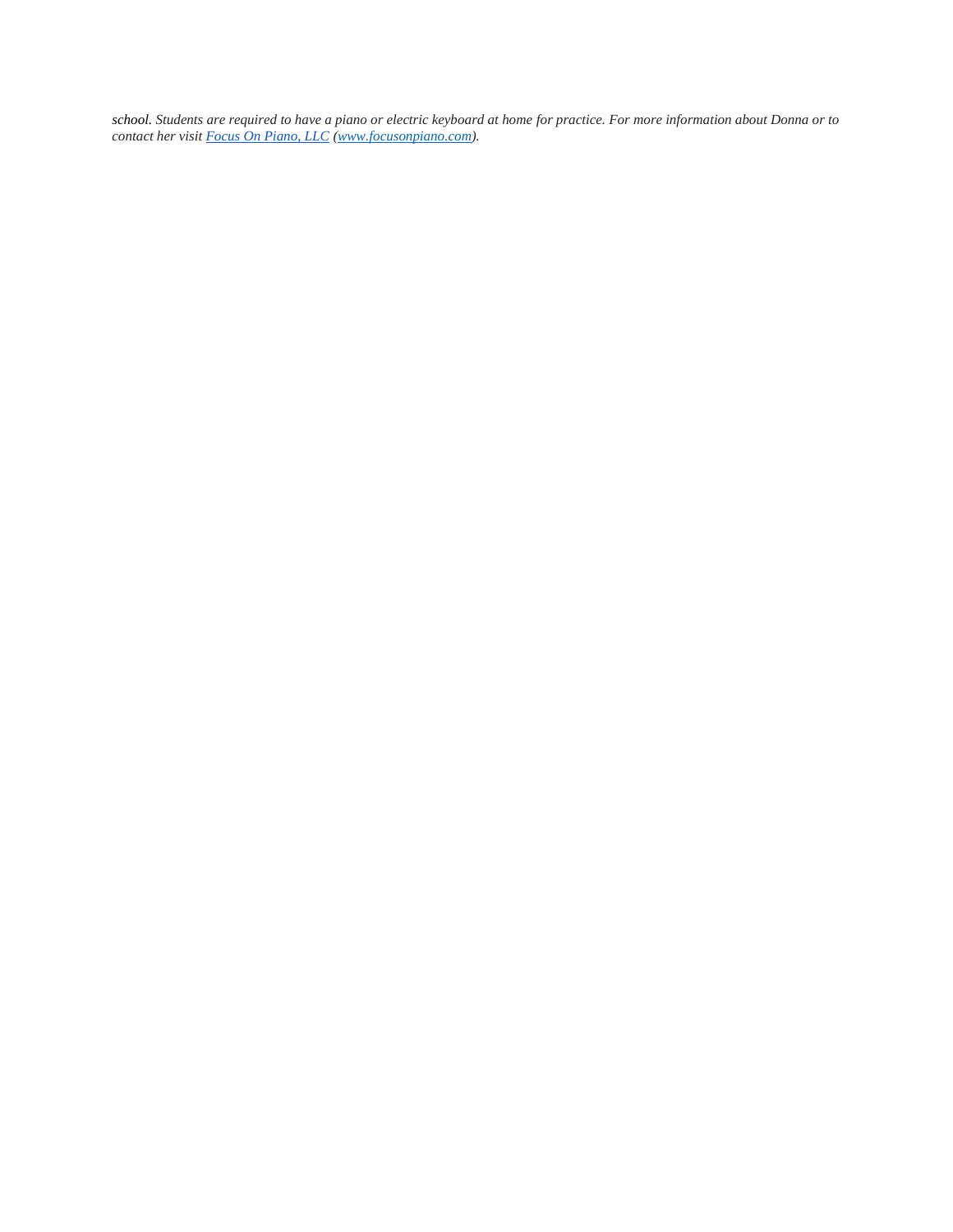*school. Students are required to have a piano or electric keyboard at home for practice. For more information about Donna or to contact her visit Focus On Piano, LLC (www.focusonpiano.com).*